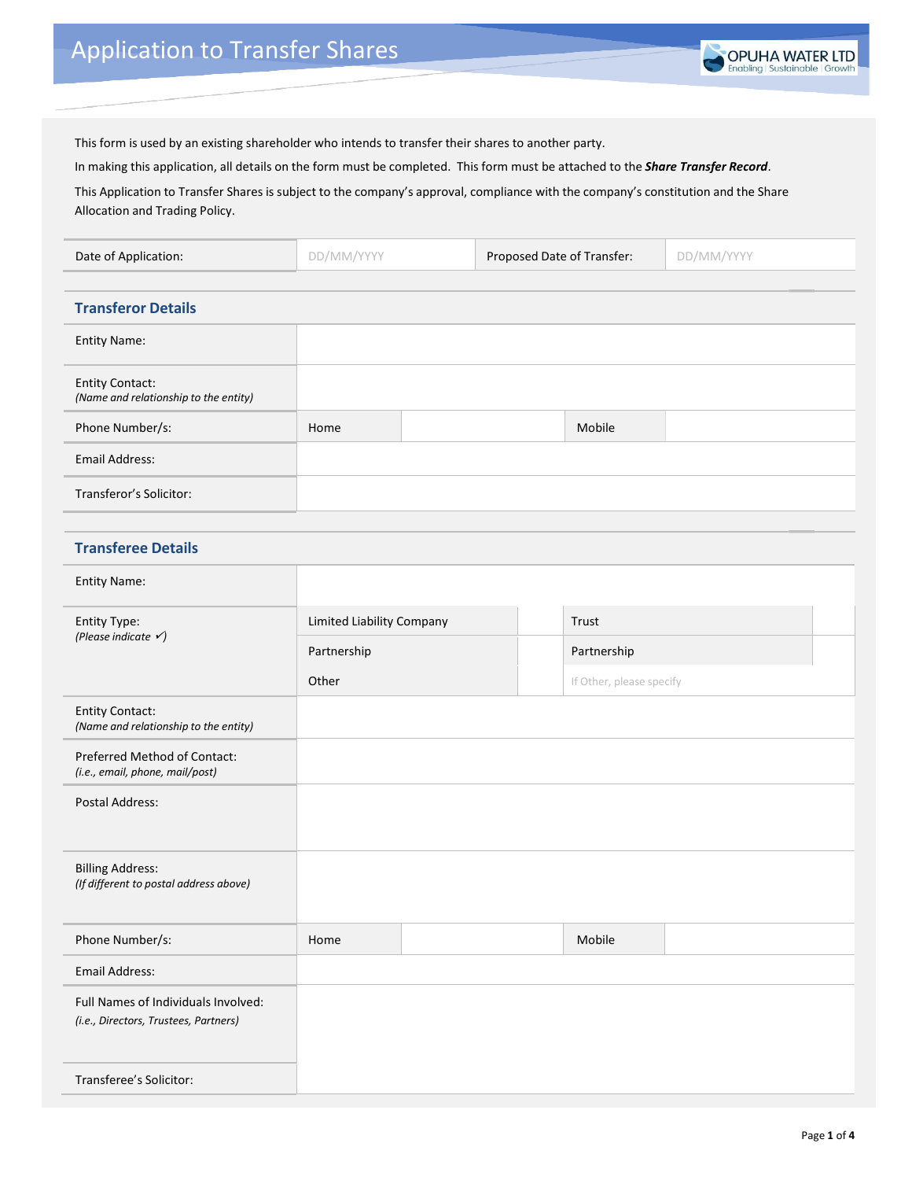# Application to Transfer Shares

OPUHA WATER LTD
Enabling | Sustainable | Growth

This form is used by an existing shareholder who intends to transfer their shares to another party.

In making this application, all details on the form must be completed. This form must be attached to the ***Share Transfer Record***.

This Application to Transfer Shares is subject to the company's approval, compliance with the company's constitution and the Share Allocation and Trading Policy.

| | | | |
|---|---|---|---|
| Date of Application: | DD/MM/YYYY | Proposed Date of Transfer: | DD/MM/YYYY |

## Transferor Details

| | | | | |
|---|---|---|---|---|
| Entity Name: | | | | |
| Entity Contact: *(Name and relationship to the entity)* | | | | |
| Phone Number/s: | Home | | Mobile | |
| Email Address: | | | | |
| Transferor's Solicitor: | | | | |

## Transferee Details

| | | | | |
|---|---|---|---|---|
| Entity Name: | | | | |
| Entity Type: *(Please indicate ✓)* | Limited Liability Company | | Trust | |
| | Partnership | | Partnership | |
| | Other | | If Other, please specify | |
| Entity Contact: *(Name and relationship to the entity)* | | | | |
| Preferred Method of Contact: *(i.e., email, phone, mail/post)* | | | | |
| Postal Address: | | | | |
| Billing Address: *(If different to postal address above)* | | | | |
| Phone Number/s: | Home | | Mobile | |
| Email Address: | | | | |
| Full Names of Individuals Involved: *(i.e., Directors, Trustees, Partners)* | | | | |
| Transferee's Solicitor: | | | | |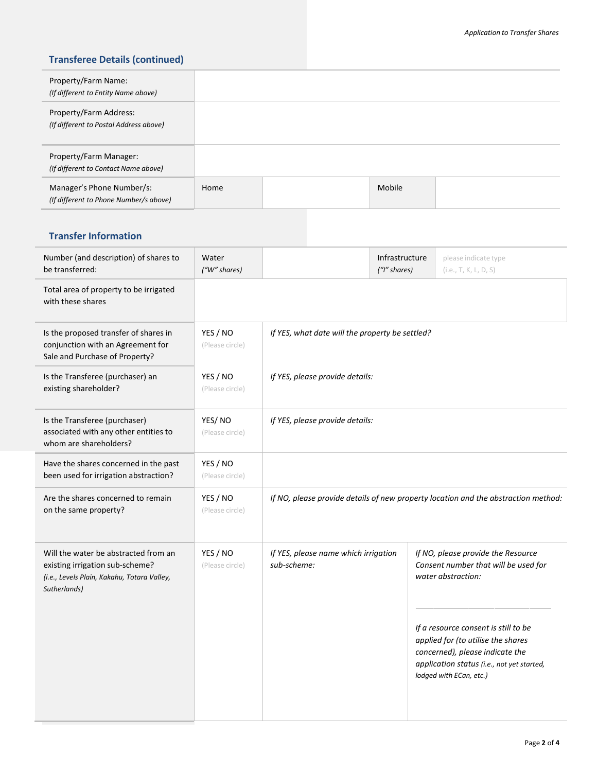## Transferee Details (continued)

| | | | | |
|---|---|---|---|---|
| Property/Farm Name: *(If different to Entity Name above)* | | | | |
| Property/Farm Address: *(If different to Postal Address above)* | | | | |
| Property/Farm Manager: *(If different to Contact Name above)* | | | | |
| Manager's Phone Number/s: *(If different to Phone Number/s above)* | Home | | Mobile | |

## Transfer Information

| | | | | |
|---|---|---|---|---|
| Number (and description) of shares to be transferred: | Water *("W" shares)* | | Infrastructure *("I" shares)* | please indicate type (i.e., T, K, L, D, S) |
| Total area of property to be irrigated with these shares | | | | |
| Is the proposed transfer of shares in conjunction with an Agreement for Sale and Purchase of Property? | YES / NO (Please circle) | *If YES, what date will the property be settled?* | | |
| Is the Transferee (purchaser) an existing shareholder? | YES / NO (Please circle) | *If YES, please provide details:* | | |
| Is the Transferee (purchaser) associated with any other entities to whom are shareholders? | YES/ NO (Please circle) | *If YES, please provide details:* | | |
| Have the shares concerned in the past been used for irrigation abstraction? | YES / NO (Please circle) | | | |
| Are the shares concerned to remain on the same property? | YES / NO (Please circle) | *If NO, please provide details of new property location and the abstraction method:* | | |
| Will the water be abstracted from an existing irrigation sub-scheme? *(i.e., Levels Plain, Kakahu, Totara Valley, Sutherlands)* | YES / NO (Please circle) | *If YES, please name which irrigation sub-scheme:* | *If NO, please provide the Resource Consent number that will be used for water abstraction:* ____________ *If a resource consent is still to be applied for (to utilise the shares concerned), please indicate the application status (i.e., not yet started, lodged with ECan, etc.)* | |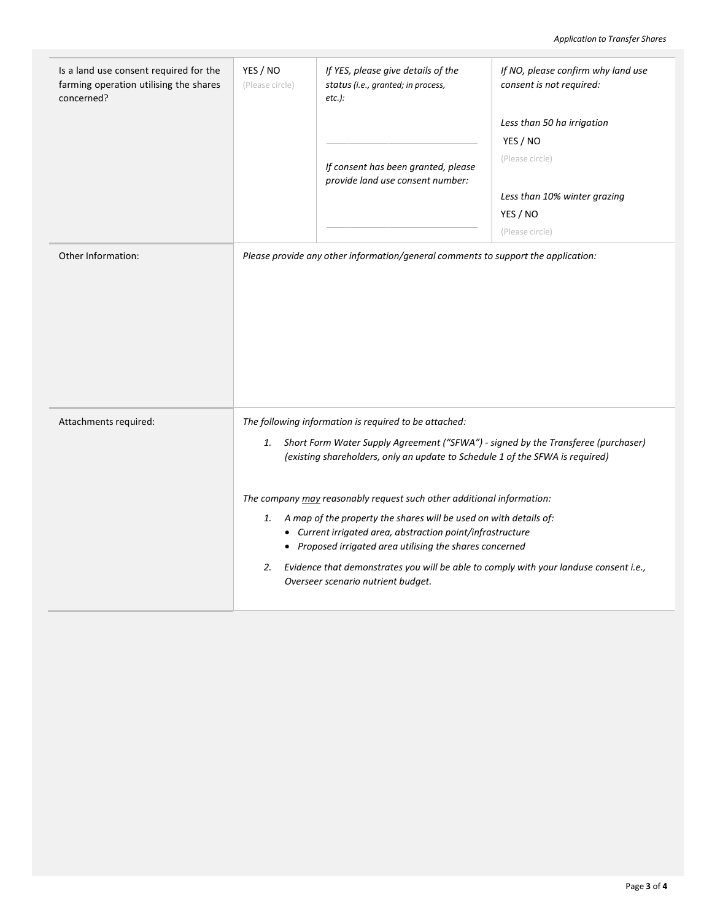| | | | |
|---|---|---|---|
| Is a land use consent required for the farming operation utilising the shares concerned? | YES / NO<br>(Please circle) | *If YES, please give details of the status (i.e., granted; in process, etc.):*<br><br>\_\_\_\_\_\_\_\_\_\_\_\_\_\_\_\_\_\_\_\_<br><br>*If consent has been granted, please provide land use consent number:*<br><br>\_\_\_\_\_\_\_\_\_\_\_\_\_\_\_\_\_\_\_\_ | *If NO, please confirm why land use consent is not required:*<br><br>*Less than 50 ha irrigation*<br>YES / NO<br>(Please circle)<br><br>*Less than 10% winter grazing*<br>YES / NO<br>(Please circle) |
| Other Information: | *Please provide any other information/general comments to support the application:* | | |
| Attachments required: | *The following information is required to be attached:*<br><br>1. *Short Form Water Supply Agreement ("SFWA") - signed by the Transferee (purchaser) (existing shareholders, only an update to Schedule 1 of the SFWA is required)*<br><br>*The company <u>may</u> reasonably request such other additional information:*<br><br>1. *A map of the property the shares will be used on with details of:*<br>• *Current irrigated area, abstraction point/infrastructure*<br>• *Proposed irrigated area utilising the shares concerned*<br><br>2. *Evidence that demonstrates you will be able to comply with your landuse consent i.e., Overseer scenario nutrient budget.* | | |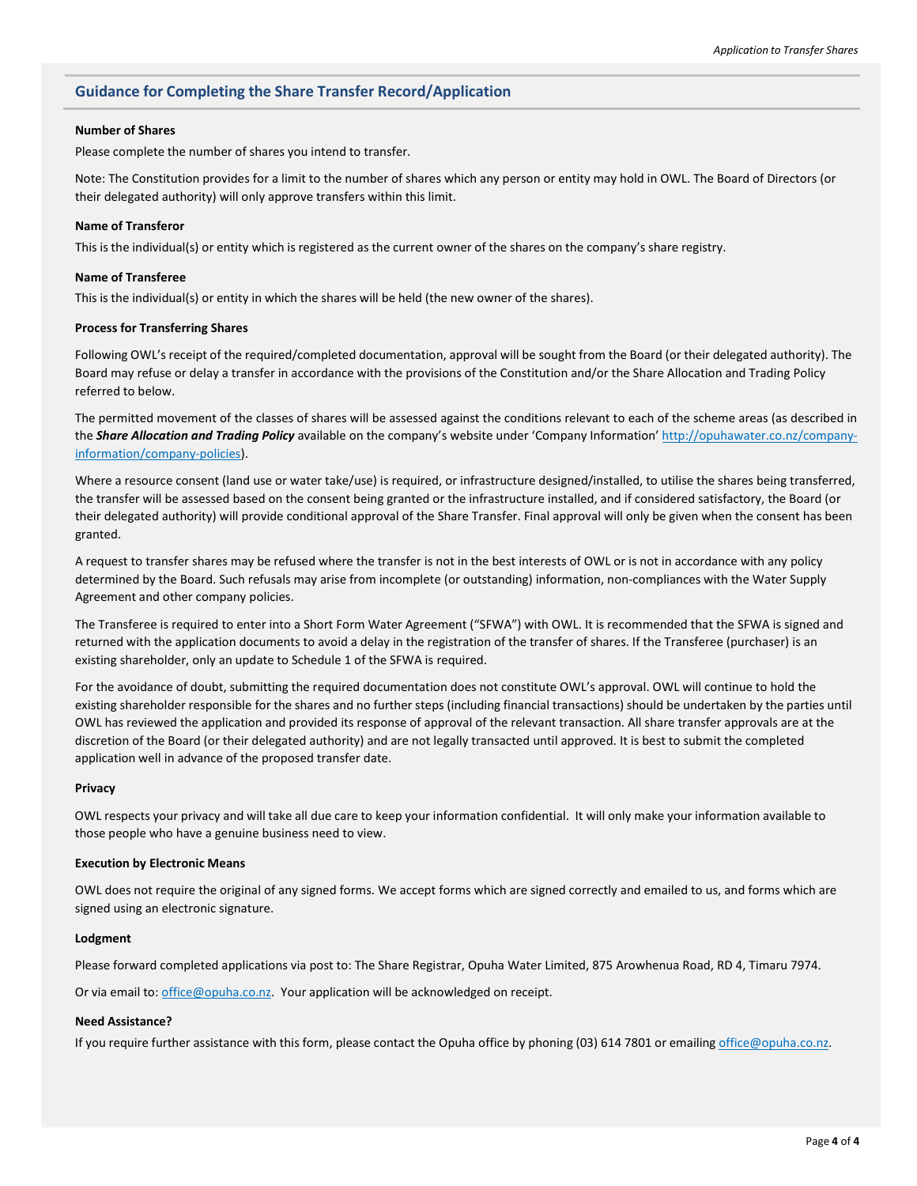## Guidance for Completing the Share Transfer Record/Application

**Number of Shares**

Please complete the number of shares you intend to transfer.

Note: The Constitution provides for a limit to the number of shares which any person or entity may hold in OWL. The Board of Directors (or their delegated authority) will only approve transfers within this limit.

**Name of Transferor**

This is the individual(s) or entity which is registered as the current owner of the shares on the company's share registry.

**Name of Transferee**

This is the individual(s) or entity in which the shares will be held (the new owner of the shares).

**Process for Transferring Shares**

Following OWL's receipt of the required/completed documentation, approval will be sought from the Board (or their delegated authority). The Board may refuse or delay a transfer in accordance with the provisions of the Constitution and/or the Share Allocation and Trading Policy referred to below.

The permitted movement of the classes of shares will be assessed against the conditions relevant to each of the scheme areas (as described in the ***Share Allocation and Trading Policy*** available on the company's website under 'Company Information' http://opuhawater.co.nz/company-information/company-policies).

Where a resource consent (land use or water take/use) is required, or infrastructure designed/installed, to utilise the shares being transferred, the transfer will be assessed based on the consent being granted or the infrastructure installed, and if considered satisfactory, the Board (or their delegated authority) will provide conditional approval of the Share Transfer. Final approval will only be given when the consent has been granted.

A request to transfer shares may be refused where the transfer is not in the best interests of OWL or is not in accordance with any policy determined by the Board. Such refusals may arise from incomplete (or outstanding) information, non-compliances with the Water Supply Agreement and other company policies.

The Transferee is required to enter into a Short Form Water Agreement ("SFWA") with OWL. It is recommended that the SFWA is signed and returned with the application documents to avoid a delay in the registration of the transfer of shares. If the Transferee (purchaser) is an existing shareholder, only an update to Schedule 1 of the SFWA is required.

For the avoidance of doubt, submitting the required documentation does not constitute OWL's approval. OWL will continue to hold the existing shareholder responsible for the shares and no further steps (including financial transactions) should be undertaken by the parties until OWL has reviewed the application and provided its response of approval of the relevant transaction. All share transfer approvals are at the discretion of the Board (or their delegated authority) and are not legally transacted until approved. It is best to submit the completed application well in advance of the proposed transfer date.

**Privacy**

OWL respects your privacy and will take all due care to keep your information confidential. It will only make your information available to those people who have a genuine business need to view.

**Execution by Electronic Means**

OWL does not require the original of any signed forms. We accept forms which are signed correctly and emailed to us, and forms which are signed using an electronic signature.

**Lodgment**

Please forward completed applications via post to: The Share Registrar, Opuha Water Limited, 875 Arowhenua Road, RD 4, Timaru 7974.

Or via email to: office@opuha.co.nz. Your application will be acknowledged on receipt.

**Need Assistance?**

If you require further assistance with this form, please contact the Opuha office by phoning (03) 614 7801 or emailing office@opuha.co.nz.